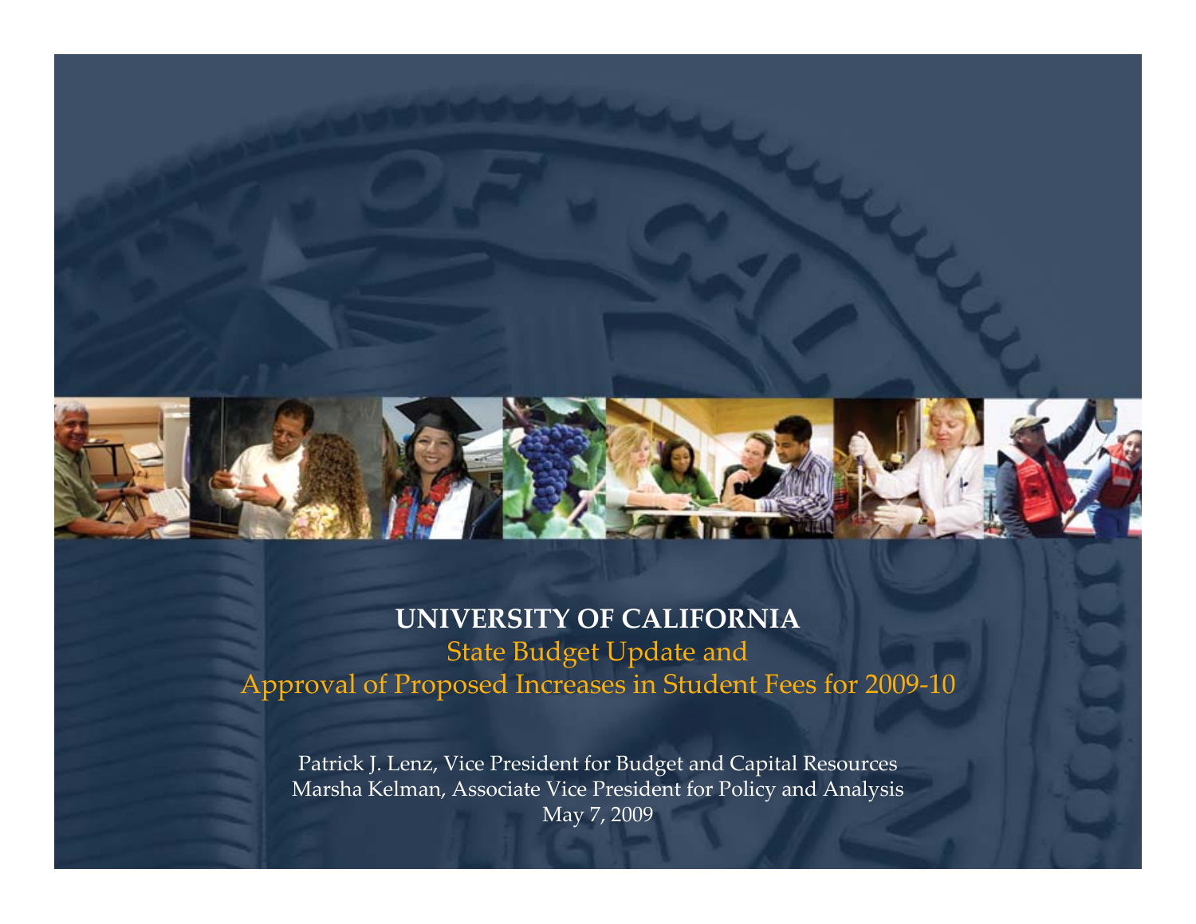# UNIVERSITY OF CALIFORNIA

## State Budget Update and Approval of Proposed Increases in Student Fees for 2009-10

Patrick J. Lenz, Vice President for Budget and Capital Resources
Marsha Kelman, Associate Vice President for Policy and Analysis
May 7, 2009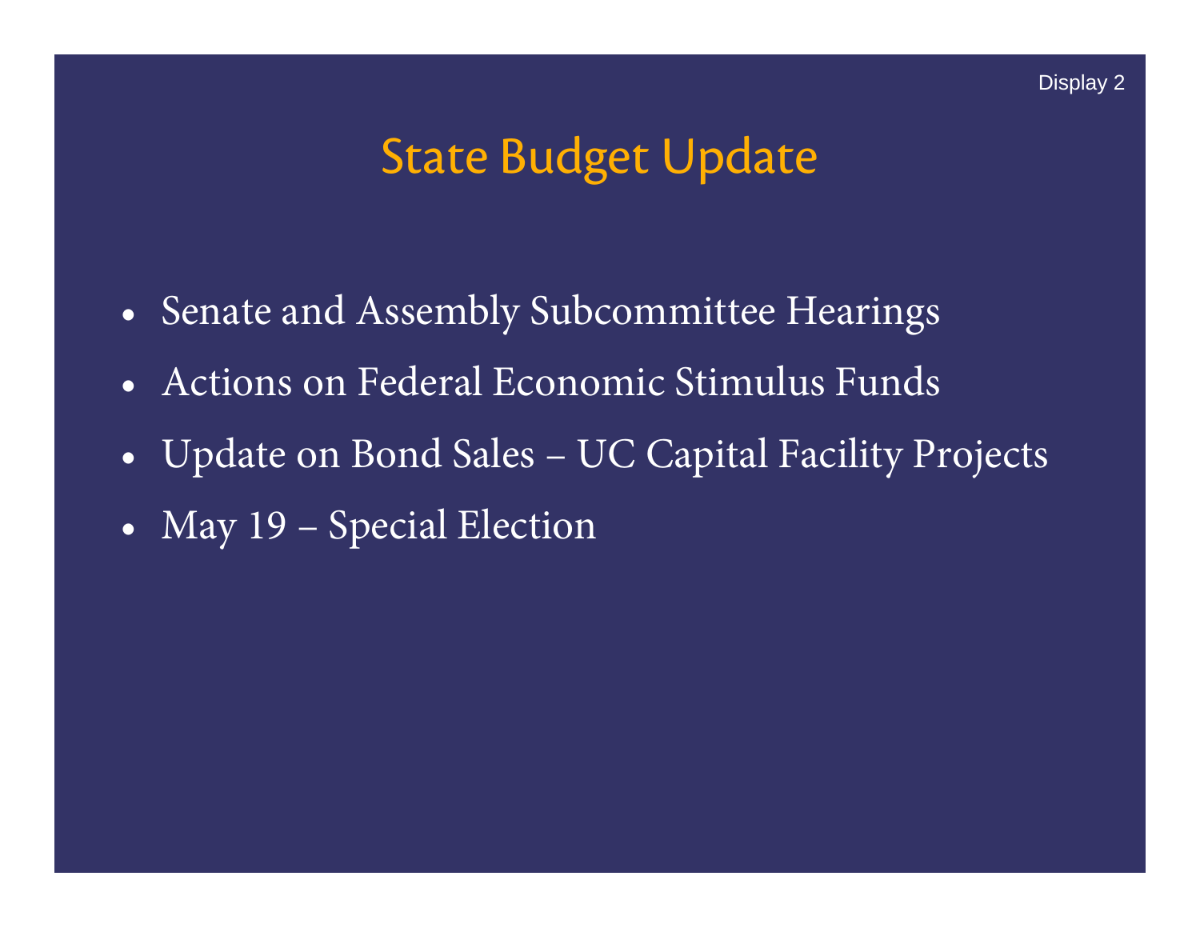Display 2

# State Budget Update

- Senate and Assembly Subcommittee Hearings
- Actions on Federal Economic Stimulus Funds
- Update on Bond Sales – UC Capital Facility Projects
- May 19 – Special Election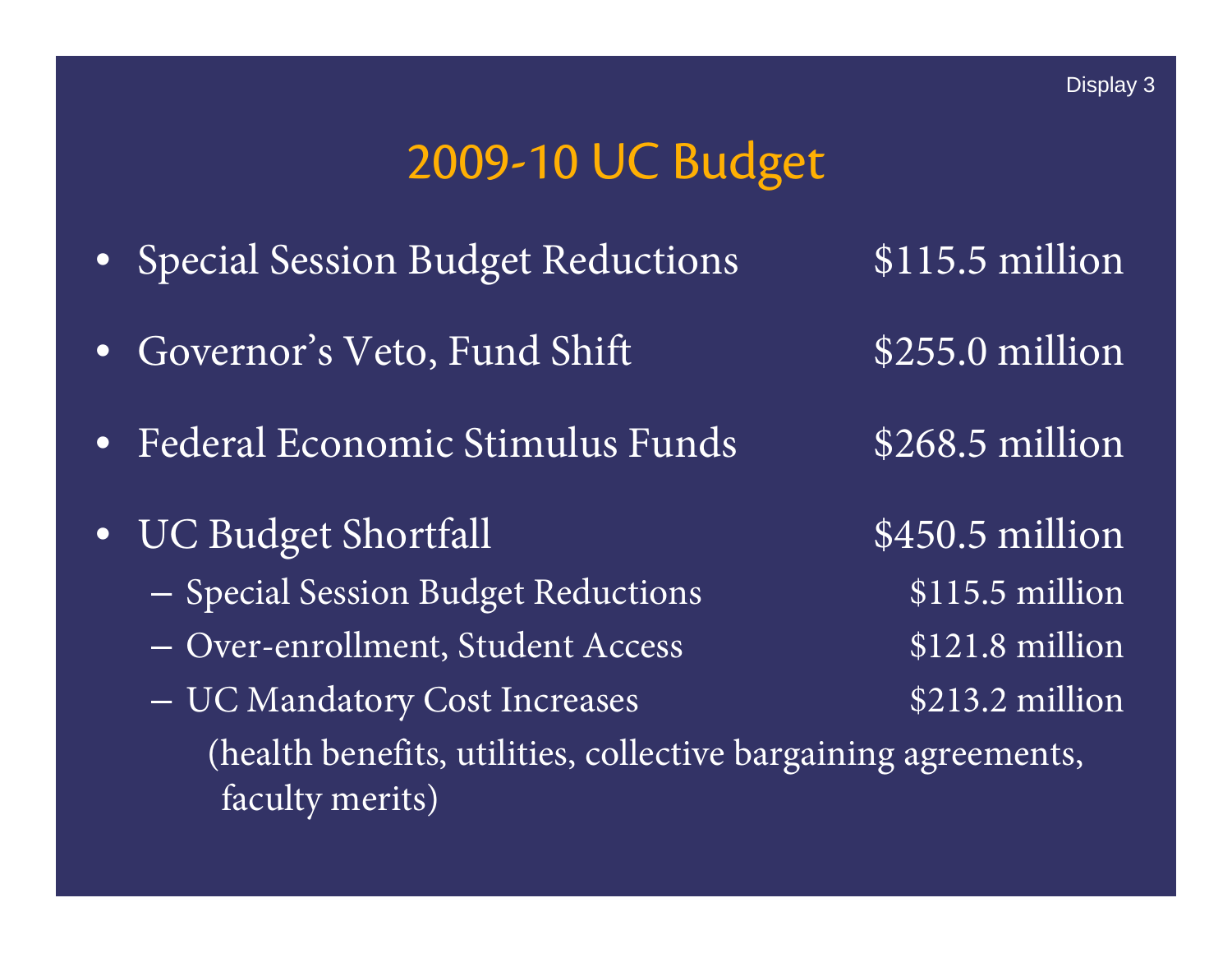# 2009-10 UC Budget

- Special Session Budget Reductions — $115.5 million
- Governor's Veto, Fund Shift — $255.0 million
- Federal Economic Stimulus Funds — $268.5 million
- UC Budget Shortfall — $450.5 million
  - Special Session Budget Reductions — $115.5 million
  - Over-enrollment, Student Access — $121.8 million
  - UC Mandatory Cost Increases — $213.2 million

    (health benefits, utilities, collective bargaining agreements, faculty merits)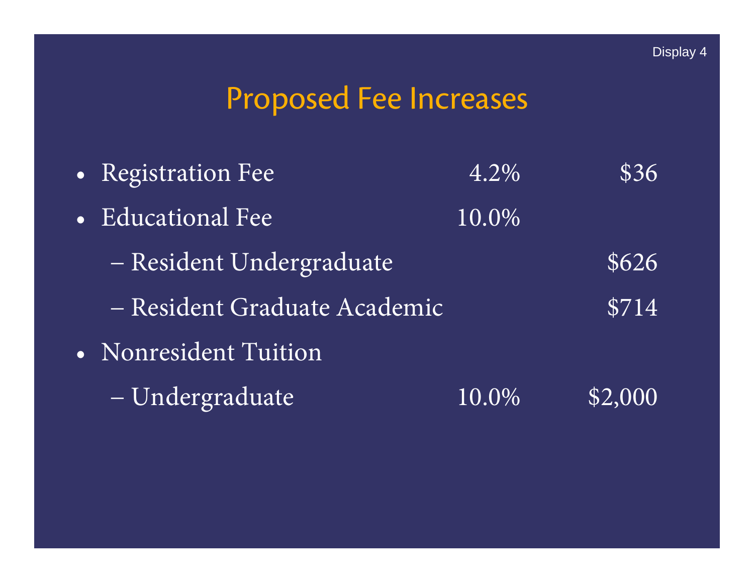# Proposed Fee Increases

| | | |
|---|---|---|
| • Registration Fee | 4.2% | $36 |
| • Educational Fee | 10.0% | |
| – Resident Undergraduate | | $626 |
| – Resident Graduate Academic | | $714 |
| • Nonresident Tuition | | |
| – Undergraduate | 10.0% | $2,000 |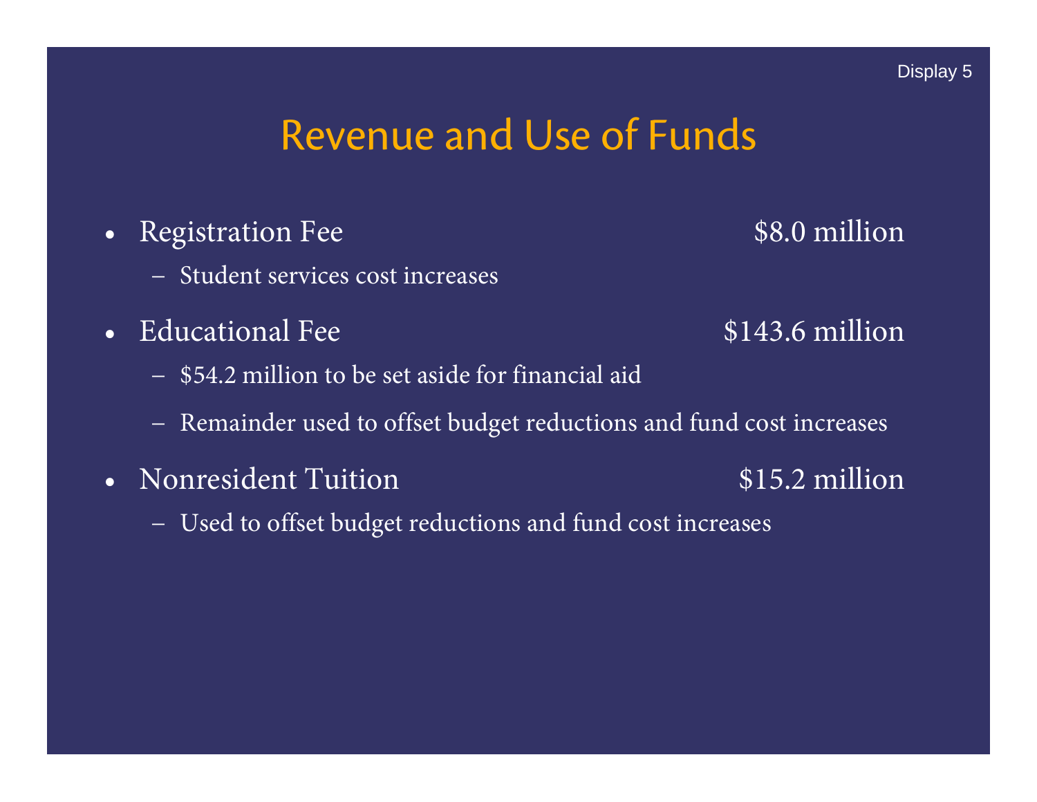# Revenue and Use of Funds

- Registration Fee — $8.0 million
  - Student services cost increases
- Educational Fee — $143.6 million
  - $54.2 million to be set aside for financial aid
  - Remainder used to offset budget reductions and fund cost increases
- Nonresident Tuition — $15.2 million
  - Used to offset budget reductions and fund cost increases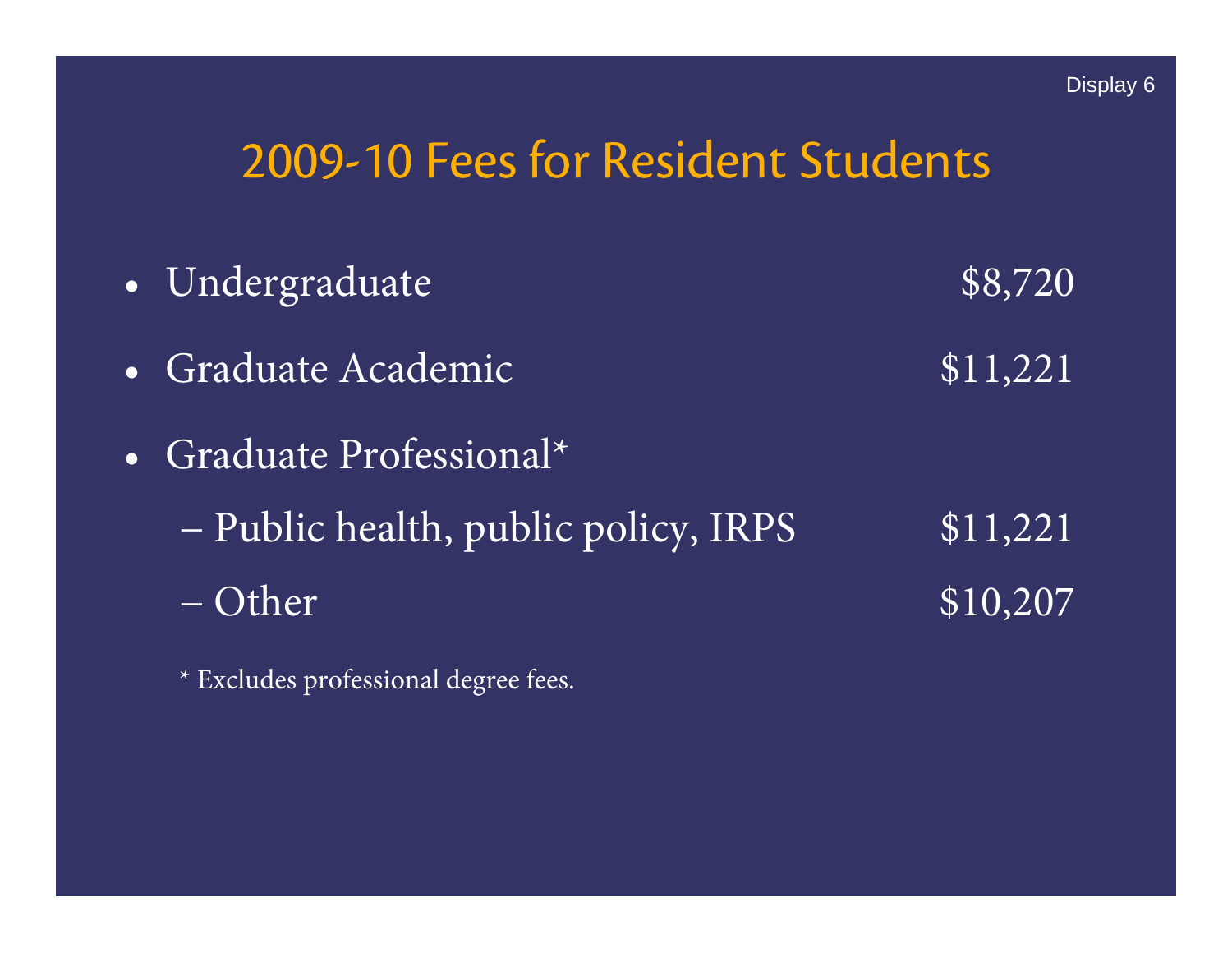# 2009-10 Fees for Resident Students

- Undergraduate $8,720
- Graduate Academic $11,221
- Graduate Professional*
  - Public health, public policy, IRPS $11,221
  - Other $10,207

* Excludes professional degree fees.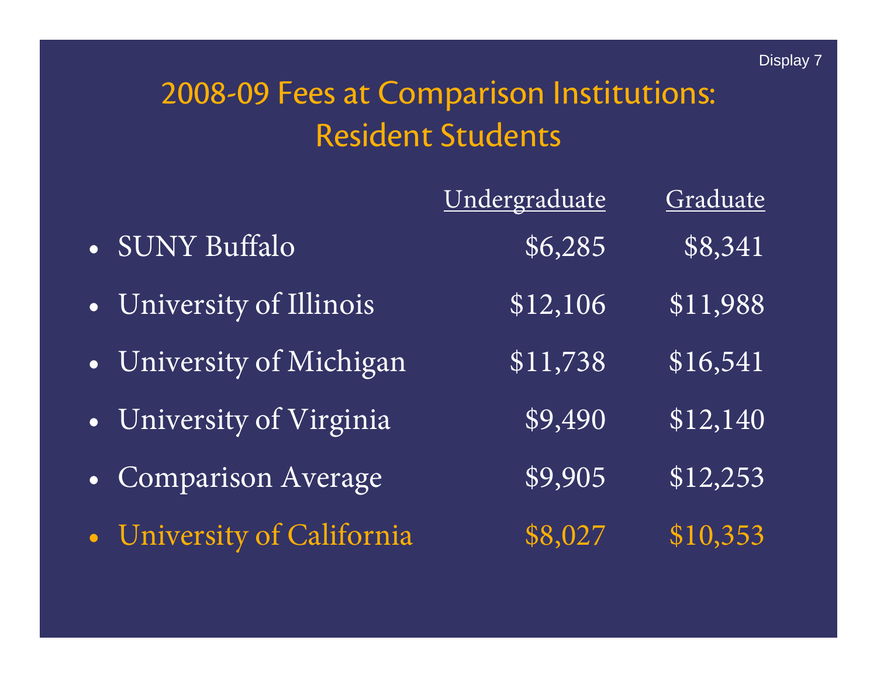Display 7

# 2008-09 Fees at Comparison Institutions: Resident Students

| | Undergraduate | Graduate |
|---|---|---|
| SUNY Buffalo | $6,285 | $8,341 |
| University of Illinois | $12,106 | $11,988 |
| University of Michigan | $11,738 | $16,541 |
| University of Virginia | $9,490 | $12,140 |
| Comparison Average | $9,905 | $12,253 |
| University of California | $8,027 | $10,353 |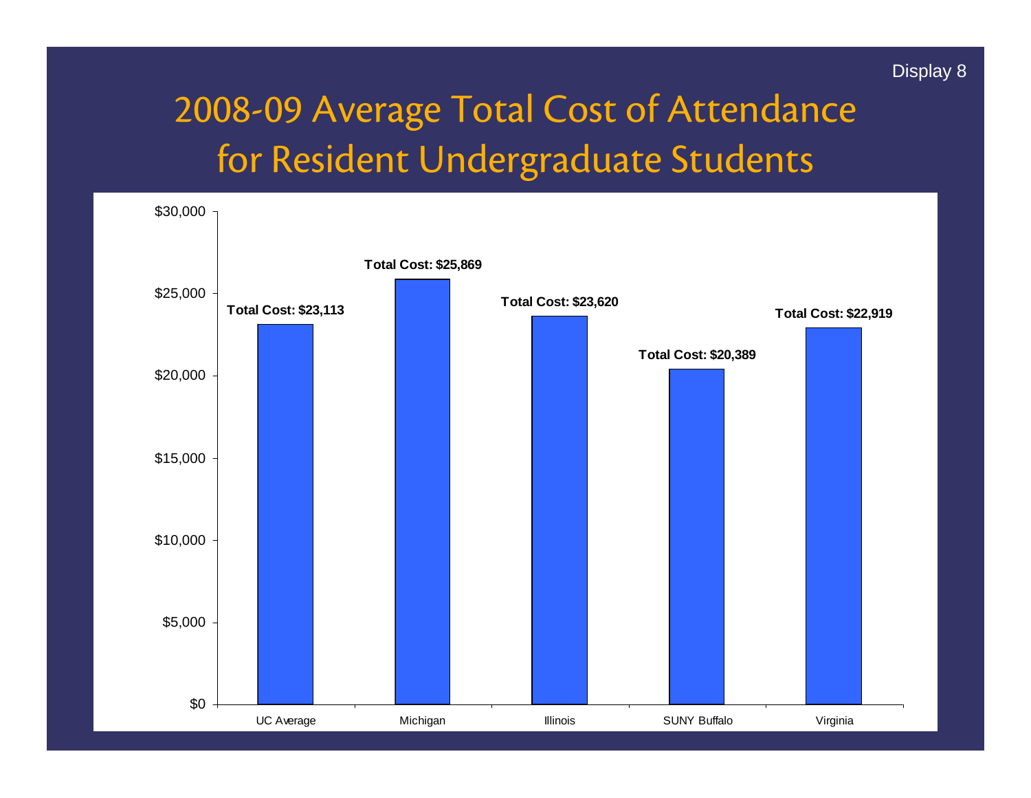Display 8

# 2008-09 Average Total Cost of Attendance for Resident Undergraduate Students

| Institution | Total Cost |
| --- | --- |
| UC Average | $23,113 |
| Michigan | $25,869 |
| Illinois | $23,620 |
| SUNY Buffalo | $20,389 |
| Virginia | $22,919 |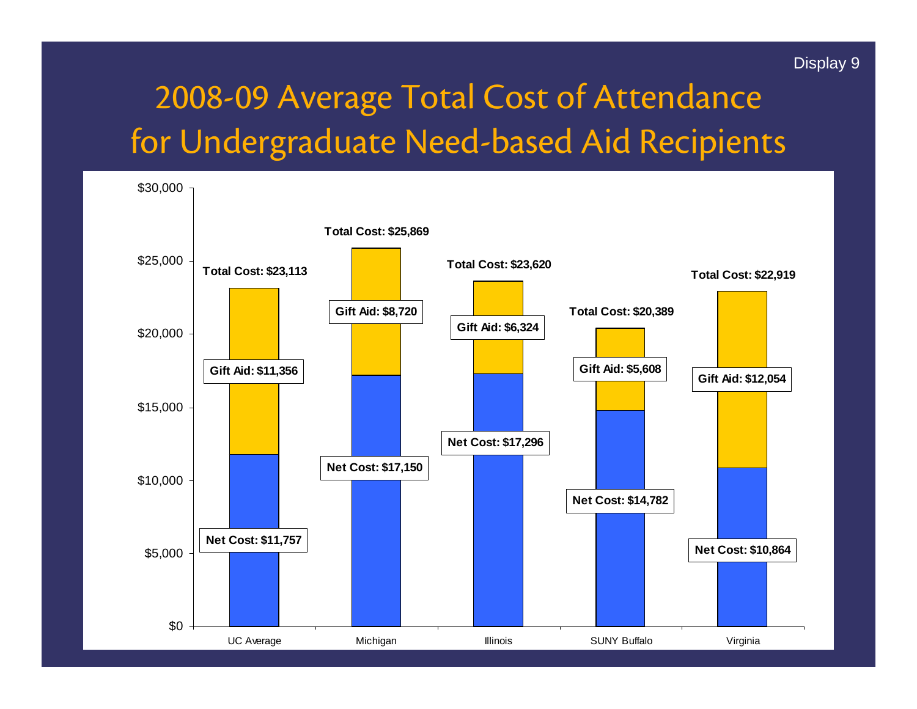Display 9

# 2008-09 Average Total Cost of Attendance for Undergraduate Need-based Aid Recipients

| | UC Average | Michigan | Illinois | SUNY Buffalo | Virginia |
|---|---|---|---|---|---|
| Total Cost | $23,113 | $25,869 | $23,620 | $20,389 | $22,919 |
| Gift Aid | $11,356 | $8,720 | $6,324 | $5,608 | $12,054 |
| Net Cost | $11,757 | $17,150 | $17,296 | $14,782 | $10,864 |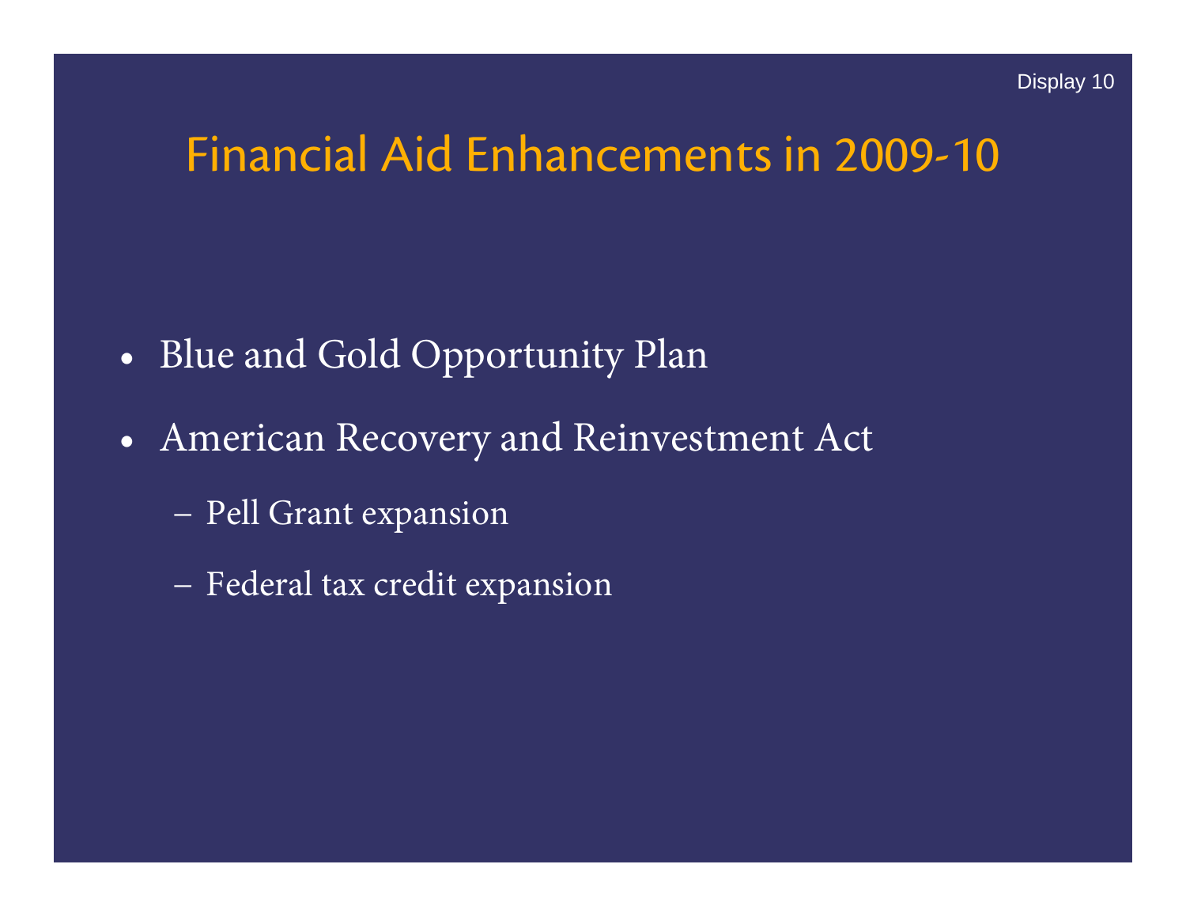Display 10

# Financial Aid Enhancements in 2009-10

- Blue and Gold Opportunity Plan
- American Recovery and Reinvestment Act
  - Pell Grant expansion
  - Federal tax credit expansion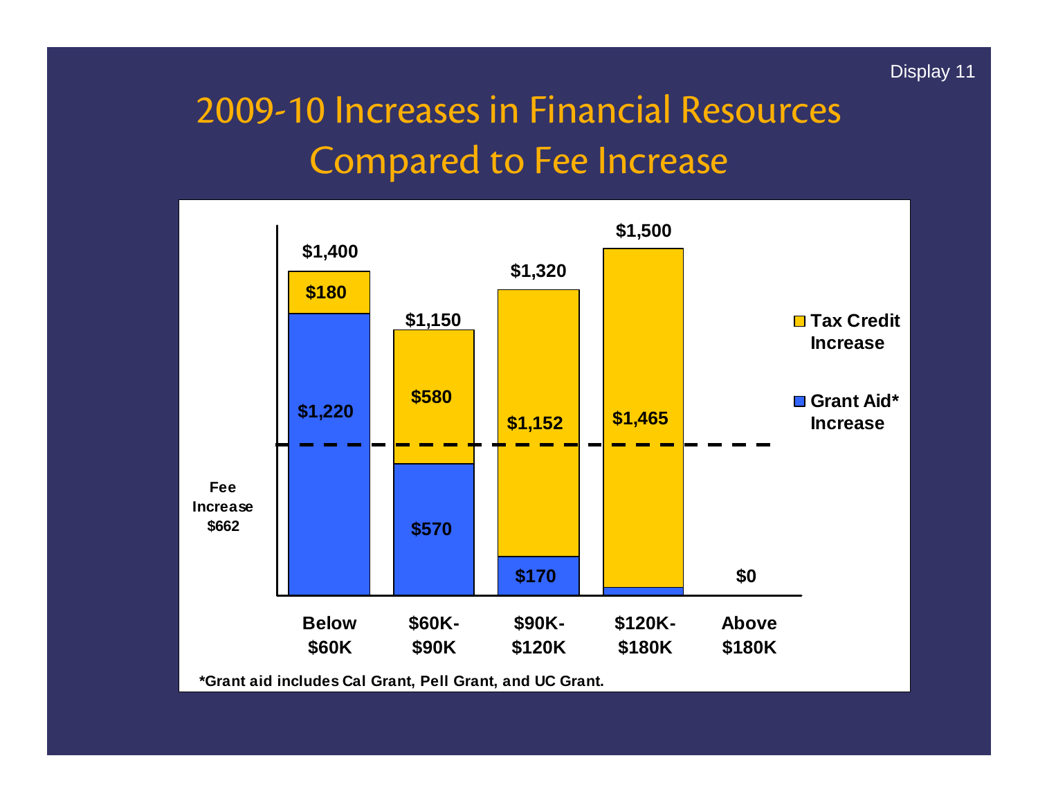# 2009-10 Increases in Financial Resources Compared to Fee Increase

| Income | Grant Aid* Increase | Tax Credit Increase | Total |
| --- | --- | --- | --- |
| Below $60K | $1,220 | $180 | $1,400 |
| $60K-$90K | $570 | $580 | $1,150 |
| $90K-$120K | $170 | $1,152 | $1,320 |
| $120K-$180K | | $1,465 | $1,500 |
| Above $180K | | | $0 |

Fee Increase $662

*Grant aid includes Cal Grant, Pell Grant, and UC Grant.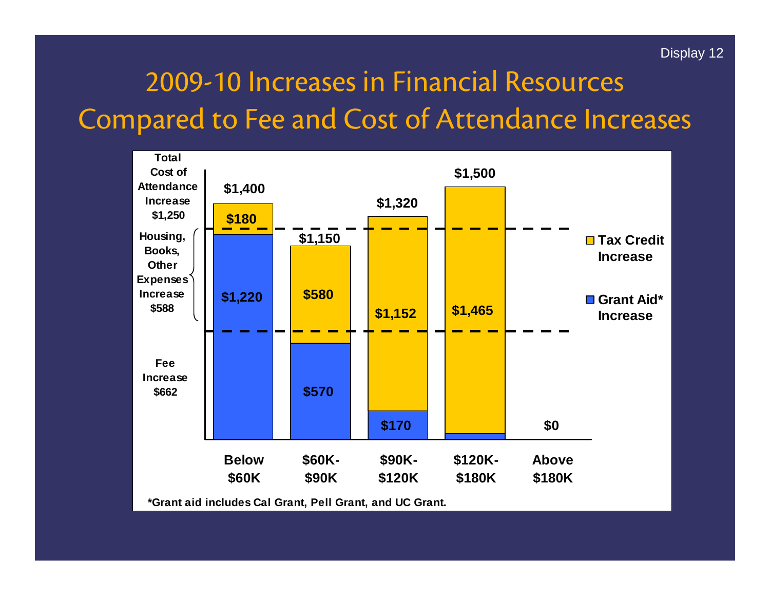Display 12

# 2009-10 Increases in Financial Resources Compared to Fee and Cost of Attendance Increases

Total Cost of Attendance Increase $1,250

Housing, Books, Other Expenses Increase $588

Fee Increase $662

$1,400
$180
$1,220

$1,150
$580
$570

$1,320
$1,152
$170

$1,500
$1,465

$0

Below $60K
$60K-$90K
$90K-$120K
$120K-$180K
Above $180K

Tax Credit Increase

Grant Aid* Increase

*Grant aid includes Cal Grant, Pell Grant, and UC Grant.